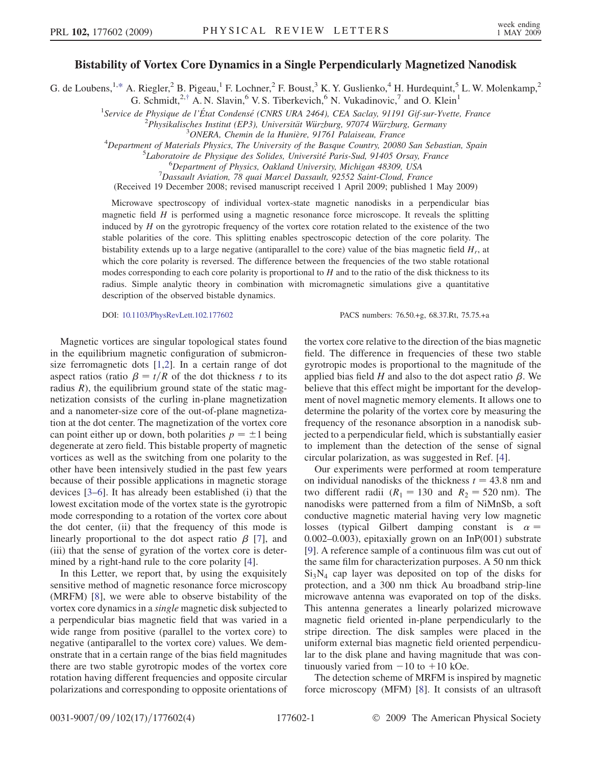# Bistability of Vortex Core Dynamics in a Single Perpendicularly Magnetized Nanodisk

G. de Loubens,[1,*] A. Riegler,[2] B. Pigeau,[1] F. Lochner,[2] F. Boust,[3] K. Y. Guslienko,[4] H. Hurdequint,[5] L. W. Molenkamp,[2] G. Schmidt,[2,†] A. N. Slavin,[6] V. S. Tiberkevich,[6] N. Vukadinovic,[7] and O. Klein[1]

[1]*Service de Physique de l'État Condensé (CNRS URA 2464), CEA Saclay, 91191 Gif-sur-Yvette, France*
[2]*Physikalisches Institut (EP3), Universität Würzburg, 97074 Würzburg, Germany*
[3]*ONERA, Chemin de la Hunière, 91761 Palaiseau, France*
[4]*Department of Materials Physics, The University of the Basque Country, 20080 San Sebastian, Spain*
[5]*Laboratoire de Physique des Solides, Université Paris-Sud, 91405 Orsay, France*
[6]*Department of Physics, Oakland University, Michigan 48309, USA*
[7]*Dassault Aviation, 78 quai Marcel Dassault, 92552 Saint-Cloud, France*

(Received 19 December 2008; revised manuscript received 1 April 2009; published 1 May 2009)

Microwave spectroscopy of individual vortex-state magnetic nanodisks in a perpendicular bias magnetic field $H$ is performed using a magnetic resonance force microscope. It reveals the splitting induced by $H$ on the gyrotropic frequency of the vortex core rotation related to the existence of the two stable polarities of the core. This splitting enables spectroscopic detection of the core polarity. The bistability extends up to a large negative (antiparallel to the core) value of the bias magnetic field $H_r$, at which the core polarity is reversed. The difference between the frequencies of the two stable rotational modes corresponding to each core polarity is proportional to $H$ and to the ratio of the disk thickness to its radius. Simple analytic theory in combination with micromagnetic simulations give a quantitative description of the observed bistable dynamics.

DOI: 10.1103/PhysRevLett.102.177602 PACS numbers: 76.50.+g, 68.37.Rt, 75.75.+a

Magnetic vortices are singular topological states found in the equilibrium magnetic configuration of submicron-size ferromagnetic dots [1,2]. In a certain range of dot aspect ratios (ratio $\beta = t/R$ of the dot thickness $t$ to its radius $R$), the equilibrium ground state of the static magnetization consists of the curling in-plane magnetization and a nanometer-size core of the out-of-plane magnetization at the dot center. The magnetization of the vortex core can point either up or down, both polarities $p = \pm 1$ being degenerate at zero field. This bistable property of magnetic vortices as well as the switching from one polarity to the other have been intensively studied in the past few years because of their possible applications in magnetic storage devices [3–6]. It has already been established (i) that the lowest excitation mode of the vortex state is the gyrotropic mode corresponding to a rotation of the vortex core about the dot center, (ii) that the frequency of this mode is linearly proportional to the dot aspect ratio $\beta$ [7], and (iii) that the sense of gyration of the vortex core is determined by a right-hand rule to the core polarity [4].

In this Letter, we report that, by using the exquisitely sensitive method of magnetic resonance force microscopy (MRFM) [8], we were able to observe bistability of the vortex core dynamics in a *single* magnetic disk subjected to a perpendicular bias magnetic field that was varied in a wide range from positive (parallel to the vortex core) to negative (antiparallel to the vortex core) values. We demonstrate that in a certain range of the bias field magnitudes there are two stable gyrotropic modes of the vortex core rotation having different frequencies and opposite circular polarizations and corresponding to opposite orientations of the vortex core relative to the direction of the bias magnetic field. The difference in frequencies of these two stable gyrotropic modes is proportional to the magnitude of the applied bias field $H$ and also to the dot aspect ratio $\beta$. We believe that this effect might be important for the development of novel magnetic memory elements. It allows one to determine the polarity of the vortex core by measuring the frequency of the resonance absorption in a nanodisk subjected to a perpendicular field, which is substantially easier to implement than the detection of the sense of signal circular polarization, as was suggested in Ref. [4].

Our experiments were performed at room temperature on individual nanodisks of the thickness $t = 43.8$ nm and two different radii ($R_1 = 130$ and $R_2 = 520$ nm). The nanodisks were patterned from a film of NiMnSb, a soft conductive magnetic material having very low magnetic losses (typical Gilbert damping constant is $\alpha = 0.002$–$0.003$), epitaxially grown on an InP(001) substrate [9]. A reference sample of a continuous film was cut out of the same film for characterization purposes. A 50 nm thick $Si_3N_4$ cap layer was deposited on top of the disks for protection, and a 300 nm thick Au broadband strip-line microwave antenna was evaporated on top of the disks. This antenna generates a linearly polarized microwave magnetic field oriented in-plane perpendicularly to the stripe direction. The disk samples were placed in the uniform external bias magnetic field oriented perpendicular to the disk plane and having magnitude that was continuously varied from $-10$ to $+10$ kOe.

The detection scheme of MRFM is inspired by magnetic force microscopy (MFM) [8]. It consists of an ultrasoft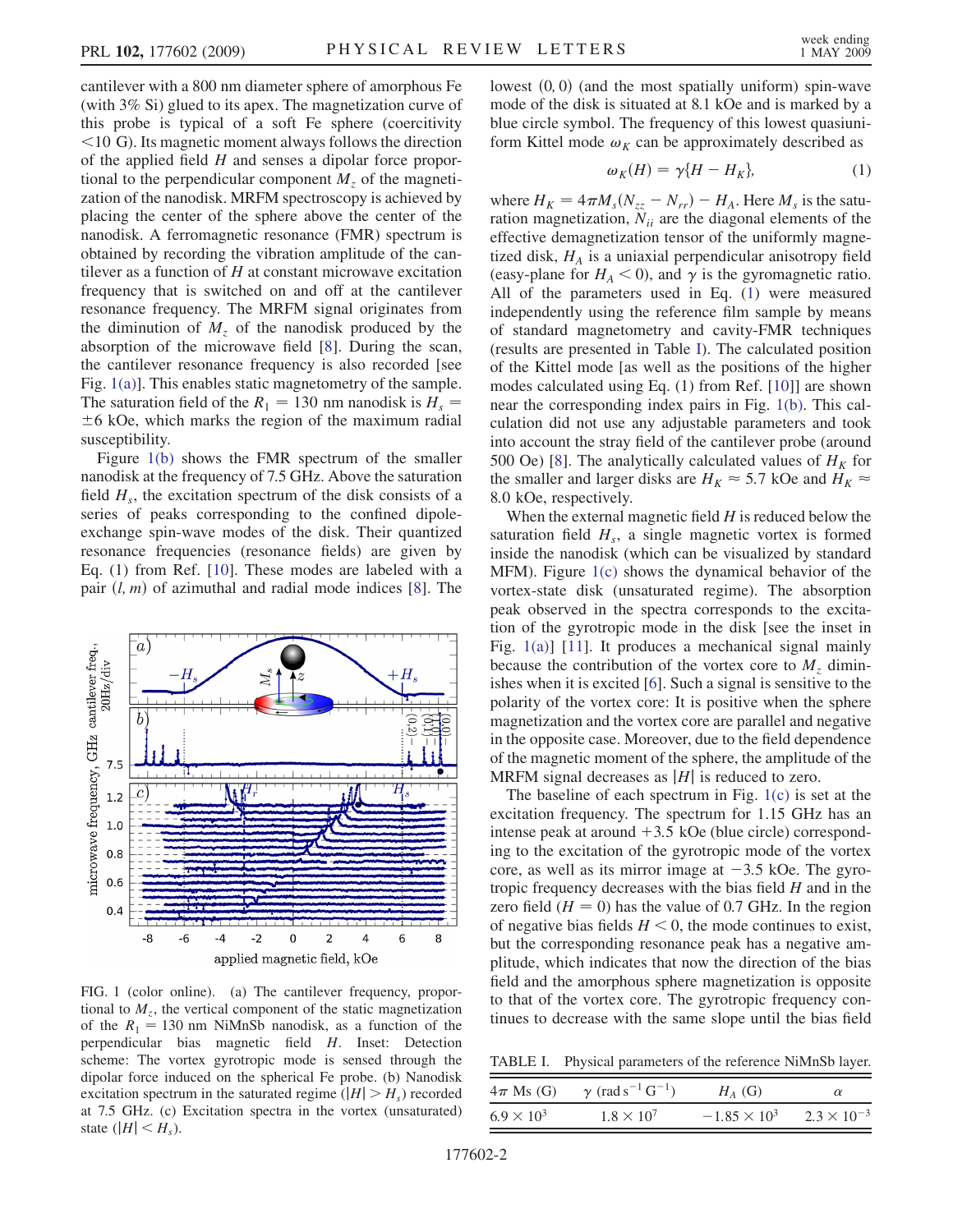cantilever with a 800 nm diameter sphere of amorphous Fe (with 3% Si) glued to its apex. The magnetization curve of this probe is typical of a soft Fe sphere (coercitivity <10 G). Its magnetic moment always follows the direction of the applied field $H$ and senses a dipolar force proportional to the perpendicular component $M_z$ of the magnetization of the nanodisk. MRFM spectroscopy is achieved by placing the center of the sphere above the center of the nanodisk. A ferromagnetic resonance (FMR) spectrum is obtained by recording the vibration amplitude of the cantilever as a function of $H$ at constant microwave excitation frequency that is switched on and off at the cantilever resonance frequency. The MRFM signal originates from the diminution of $M_z$ of the nanodisk produced by the absorption of the microwave field [8]. During the scan, the cantilever resonance frequency is also recorded [see Fig. 1(a)]. This enables static magnetometry of the sample. The saturation field of the $R_1 = 130$ nm nanodisk is $H_s = \pm 6$ kOe, which marks the region of the maximum radial susceptibility.

Figure 1(b) shows the FMR spectrum of the smaller nanodisk at the frequency of 7.5 GHz. Above the saturation field $H_s$, the excitation spectrum of the disk consists of a series of peaks corresponding to the confined dipole-exchange spin-wave modes of the disk. Their quantized resonance frequencies (resonance fields) are given by Eq. (1) from Ref. [10]. These modes are labeled with a pair $(l, m)$ of azimuthal and radial mode indices [8]. The lowest $(0, 0)$ (and the most spatially uniform) spin-wave mode of the disk is situated at 8.1 kOe and is marked by a blue circle symbol. The frequency of this lowest quasiuniform Kittel mode $\omega_K$ can be approximately described as

$$\omega_K(H) = \gamma\{H - H_K\}, \tag{1}$$

where $H_K = 4\pi M_s(N_{zz} - N_{rr}) - H_A$. Here $M_s$ is the saturation magnetization, $N_{ii}$ are the diagonal elements of the effective demagnetization tensor of the uniformly magnetized disk, $H_A$ is a uniaxial perpendicular anisotropy field (easy-plane for $H_A < 0$), and $\gamma$ is the gyromagnetic ratio. All of the parameters used in Eq. (1) were measured independently using the reference film sample by means of standard magnetometry and cavity-FMR techniques (results are presented in Table I). The calculated position of the Kittel mode [as well as the positions of the higher modes calculated using Eq. (1) from Ref. [10]] are shown near the corresponding index pairs in Fig. 1(b). This calculation did not use any adjustable parameters and took into account the stray field of the cantilever probe (around 500 Oe) [8]. The analytically calculated values of $H_K$ for the smaller and larger disks are $H_K \approx 5.7$ kOe and $H_K \approx 8.0$ kOe, respectively.

When the external magnetic field $H$ is reduced below the saturation field $H_s$, a single magnetic vortex is formed inside the nanodisk (which can be visualized by standard MFM). Figure 1(c) shows the dynamical behavior of the vortex-state disk (unsaturated regime). The absorption peak observed in the spectra corresponds to the excitation of the gyrotropic mode in the disk [see the inset in Fig. 1(a)] [11]. It produces a mechanical signal mainly because the contribution of the vortex core to $M_z$ diminishes when it is excited [6]. Such a signal is sensitive to the polarity of the vortex core: It is positive when the sphere magnetization and the vortex core are parallel and negative in the opposite case. Moreover, due to the field dependence of the magnetic moment of the sphere, the amplitude of the MRFM signal decreases as $|H|$ is reduced to zero.

The baseline of each spectrum in Fig. 1(c) is set at the excitation frequency. The spectrum for 1.15 GHz has an intense peak at around +3.5 kOe (blue circle) corresponding to the excitation of the gyrotropic mode of the vortex core, as well as its mirror image at −3.5 kOe. The gyrotropic frequency decreases with the bias field $H$ and in the zero field ($H = 0$) has the value of 0.7 GHz. In the region of negative bias fields $H < 0$, the mode continues to exist, but the corresponding resonance peak has a negative amplitude, which indicates that now the direction of the bias field and the amorphous sphere magnetization is opposite to that of the vortex core. The gyrotropic frequency continues to decrease with the same slope until the bias field

FIG. 1 (color online). (a) The cantilever frequency, proportional to $M_z$, the vertical component of the static magnetization of the $R_1 = 130$ nm NiMnSb nanodisk, as a function of the perpendicular bias magnetic field $H$. Inset: Detection scheme: The vortex gyrotropic mode is sensed through the dipolar force induced on the spherical Fe probe. (b) Nanodisk excitation spectrum in the saturated regime ($|H| > H_s$) recorded at 7.5 GHz. (c) Excitation spectra in the vortex (unsaturated) state ($|H| < H_s$).

TABLE I. Physical parameters of the reference NiMnSb layer.

| $4\pi$ Ms (G) | $\gamma$ (rad s$^{-1}$ G$^{-1}$) | $H_A$ (G) | $\alpha$ |
|---|---|---|---|
| $6.9 \times 10^3$ | $1.8 \times 10^7$ | $-1.85 \times 10^3$ | $2.3 \times 10^{-3}$ |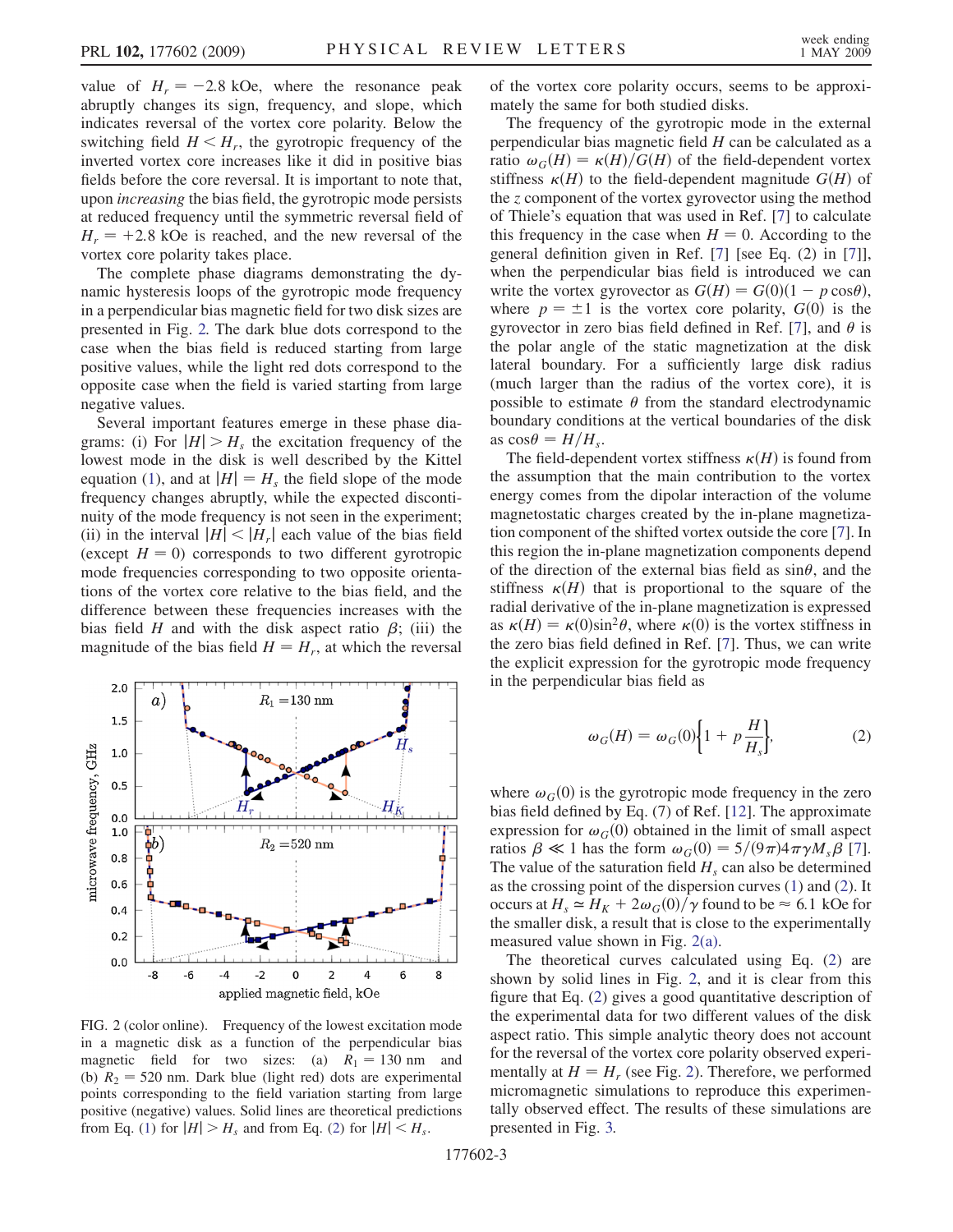value of $H_r = -2.8$ kOe, where the resonance peak abruptly changes its sign, frequency, and slope, which indicates reversal of the vortex core polarity. Below the switching field $H < H_r$, the gyrotropic frequency of the inverted vortex core increases like it did in positive bias fields before the core reversal. It is important to note that, upon *increasing* the bias field, the gyrotropic mode persists at reduced frequency until the symmetric reversal field of $H_r = +2.8$ kOe is reached, and the new reversal of the vortex core polarity takes place.

The complete phase diagrams demonstrating the dynamic hysteresis loops of the gyrotropic mode frequency in a perpendicular bias magnetic field for two disk sizes are presented in Fig. 2. The dark blue dots correspond to the case when the bias field is reduced starting from large positive values, while the light red dots correspond to the opposite case when the field is varied starting from large negative values.

Several important features emerge in these phase diagrams: (i) For $|H| > H_s$ the excitation frequency of the lowest mode in the disk is well described by the Kittel equation (1), and at $|H| = H_s$ the field slope of the mode frequency changes abruptly, while the expected discontinuity of the mode frequency is not seen in the experiment; (ii) in the interval $|H| < |H_r|$ each value of the bias field (except $H = 0$) corresponds to two different gyrotropic mode frequencies corresponding to two opposite orientations of the vortex core relative to the bias field, and the difference between these frequencies increases with the bias field $H$ and with the disk aspect ratio $\beta$; (iii) the magnitude of the bias field $H = H_r$, at which the reversal of the vortex core polarity occurs, seems to be approximately the same for both studied disks.

FIG. 2 (color online). Frequency of the lowest excitation mode in a magnetic disk as a function of the perpendicular bias magnetic field for two sizes: (a) $R_1 = 130$ nm and (b) $R_2 = 520$ nm. Dark blue (light red) dots are experimental points corresponding to the field variation starting from large positive (negative) values. Solid lines are theoretical predictions from Eq. (1) for $|H| > H_s$ and from Eq. (2) for $|H| < H_s$.

The frequency of the gyrotropic mode in the external perpendicular bias magnetic field $H$ can be calculated as a ratio $\omega_G(H) = \kappa(H)/G(H)$ of the field-dependent vortex stiffness $\kappa(H)$ to the field-dependent magnitude $G(H)$ of the $z$ component of the vortex gyrovector using the method of Thiele's equation that was used in Ref. [7] to calculate this frequency in the case when $H = 0$. According to the general definition given in Ref. [7] [see Eq. (2) in [7]], when the perpendicular bias field is introduced we can write the vortex gyrovector as $G(H) = G(0)(1 - p\cos\theta)$, where $p = \pm 1$ is the vortex core polarity, $G(0)$ is the gyrovector in zero bias field defined in Ref. [7], and $\theta$ is the polar angle of the static magnetization at the disk lateral boundary. For a sufficiently large disk radius (much larger than the radius of the vortex core), it is possible to estimate $\theta$ from the standard electrodynamic boundary conditions at the vertical boundaries of the disk as $\cos\theta = H/H_s$.

The field-dependent vortex stiffness $\kappa(H)$ is found from the assumption that the main contribution to the vortex energy comes from the dipolar interaction of the volume magnetostatic charges created by the in-plane magnetization component of the shifted vortex outside the core [7]. In this region the in-plane magnetization components depend of the direction of the external bias field as $\sin\theta$, and the stiffness $\kappa(H)$ that is proportional to the square of the radial derivative of the in-plane magnetization is expressed as $\kappa(H) = \kappa(0)\sin^2\theta$, where $\kappa(0)$ is the vortex stiffness in the zero bias field defined in Ref. [7]. Thus, we can write the explicit expression for the gyrotropic mode frequency in the perpendicular bias field as

$$\omega_G(H) = \omega_G(0)\left\{1 + p\frac{H}{H_s}\right\}, \tag{2}$$

where $\omega_G(0)$ is the gyrotropic mode frequency in the zero bias field defined by Eq. (7) of Ref. [12]. The approximate expression for $\omega_G(0)$ obtained in the limit of small aspect ratios $\beta \ll 1$ has the form $\omega_G(0) = 5/(9\pi)4\pi\gamma M_s\beta$ [7]. The value of the saturation field $H_s$ can also be determined as the crossing point of the dispersion curves (1) and (2). It occurs at $H_s \simeq H_K + 2\omega_G(0)/\gamma$ found to be $\approx 6.1$ kOe for the smaller disk, a result that is close to the experimentally measured value shown in Fig. 2(a).

The theoretical curves calculated using Eq. (2) are shown by solid lines in Fig. 2, and it is clear from this figure that Eq. (2) gives a good quantitative description of the experimental data for two different values of the disk aspect ratio. This simple analytic theory does not account for the reversal of the vortex core polarity observed experimentally at $H = H_r$ (see Fig. 2). Therefore, we performed micromagnetic simulations to reproduce this experimentally observed effect. The results of these simulations are presented in Fig. 3.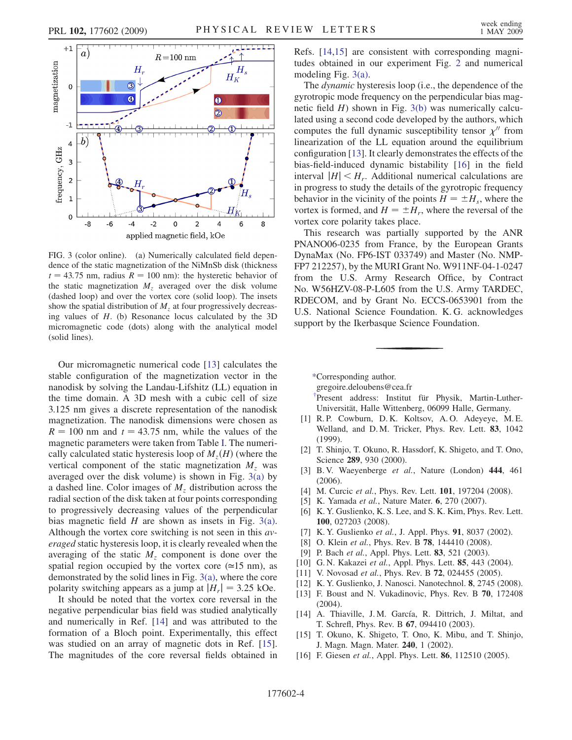a)

magnetization

+1

0

-1

$R = 100$ nm

$H_r$

$H_s$

$H_K$

③ ④ ① ②

④ ③ ② ①

b)

frequency, GHz

4

3

2

1

0

-8 -6 -4 -2 0 2 4 6 8

applied magnetic field, kOe

④ $H_r$ ① ② ③ $H_s$ $H_K$

FIG. 3 (color online). (a) Numerically calculated field dependence of the static magnetization of the NiMnSb disk (thickness $t = 43.75$ nm, radius $R = 100$ nm): the hysteretic behavior of the static magnetization $M_z$ averaged over the disk volume (dashed loop) and over the vortex core (solid loop). The insets show the spatial distribution of $M_z$ at four progressively decreasing values of $H$. (b) Resonance locus calculated by the 3D micromagnetic code (dots) along with the analytical model (solid lines).

Our micromagnetic numerical code [13] calculates the stable configuration of the magnetization vector in the nanodisk by solving the Landau-Lifshitz (LL) equation in the time domain. A 3D mesh with a cubic cell of size 3.125 nm gives a discrete representation of the nanodisk magnetization. The nanodisk dimensions were chosen as $R = 100$ nm and $t = 43.75$ nm, while the values of the magnetic parameters were taken from Table I. The numerically calculated static hysteresis loop of $M_z(H)$ (where the vertical component of the static magnetization $M_z$ was averaged over the disk volume) is shown in Fig. 3(a) by a dashed line. Color images of $M_z$ distribution across the radial section of the disk taken at four points corresponding to progressively decreasing values of the perpendicular bias magnetic field $H$ are shown as insets in Fig. 3(a). Although the vortex core switching is not seen in this *averaged* static hysteresis loop, it is clearly revealed when the averaging of the static $M_z$ component is done over the spatial region occupied by the vortex core ($\simeq$15 nm), as demonstrated by the solid lines in Fig. 3(a), where the core polarity switching appears as a jump at $|H_r| = 3.25$ kOe.

It should be noted that the vortex core reversal in the negative perpendicular bias field was studied analytically and numerically in Ref. [14] and was attributed to the formation of a Bloch point. Experimentally, this effect was studied on an array of magnetic dots in Ref. [15]. The magnitudes of the core reversal fields obtained in Refs. [14,15] are consistent with corresponding magnitudes obtained in our experiment Fig. 2 and numerical modeling Fig. 3(a).

The *dynamic* hysteresis loop (i.e., the dependence of the gyrotropic mode frequency on the perpendicular bias magnetic field $H$) shown in Fig. 3(b) was numerically calculated using a second code developed by the authors, which computes the full dynamic susceptibility tensor $\chi''$ from linearization of the LL equation around the equilibrium configuration [13]. It clearly demonstrates the effects of the bias-field-induced dynamic bistability [16] in the field interval $|H| < H_r$. Additional numerical calculations are in progress to study the details of the gyrotropic frequency behavior in the vicinity of the points $H = \pm H_s$, where the vortex is formed, and $H = \pm H_r$, where the reversal of the vortex core polarity takes place.

This research was partially supported by the ANR PNANO06-0235 from France, by the European Grants DynaMax (No. FP6-IST 033749) and Master (No. NMP-FP7 212257), by the MURI Grant No. W911NF-04-1-0247 from the U.S. Army Research Office, by Contract No. W56HZV-08-P-L605 from the U.S. Army TARDEC, RDECOM, and by Grant No. ECCS-0653901 from the U.S. National Science Foundation. K. G. acknowledges support by the Ikerbasque Science Foundation.

---

*Corresponding author.
gregoire.deloubens@cea.fr

†Present address: Institut für Physik, Martin-Luther-Universität, Halle Wittenberg, 06099 Halle, Germany.

[1] R. P. Cowburn, D. K. Koltsov, A. O. Adeyeye, M. E. Welland, and D. M. Tricker, Phys. Rev. Lett. **83**, 1042 (1999).
[2] T. Shinjo, T. Okuno, R. Hassdorf, K. Shigeto, and T. Ono, Science **289**, 930 (2000).
[3] B. V. Waeyenberge *et al.*, Nature (London) **444**, 461 (2006).
[4] M. Curcic *et al.*, Phys. Rev. Lett. **101**, 197204 (2008).
[5] K. Yamada *et al.*, Nature Mater. **6**, 270 (2007).
[6] K. Y. Guslienko, K. S. Lee, and S. K. Kim, Phys. Rev. Lett. **100**, 027203 (2008).
[7] K. Y. Guslienko *et al.*, J. Appl. Phys. **91**, 8037 (2002).
[8] O. Klein *et al.*, Phys. Rev. B **78**, 144410 (2008).
[9] P. Bach *et al.*, Appl. Phys. Lett. **83**, 521 (2003).
[10] G. N. Kakazei *et al.*, Appl. Phys. Lett. **85**, 443 (2004).
[11] V. Novosad *et al.*, Phys. Rev. B **72**, 024455 (2005).
[12] K. Y. Guslienko, J. Nanosci. Nanotechnol. **8**, 2745 (2008).
[13] F. Boust and N. Vukadinovic, Phys. Rev. B **70**, 172408 (2004).
[14] A. Thiaville, J. M. García, R. Dittrich, J. Miltat, and T. Schrefl, Phys. Rev. B **67**, 094410 (2003).
[15] T. Okuno, K. Shigeto, T. Ono, K. Mibu, and T. Shinjo, J. Magn. Magn. Mater. **240**, 1 (2002).
[16] F. Giesen *et al.*, Appl. Phys. Lett. **86**, 112510 (2005).